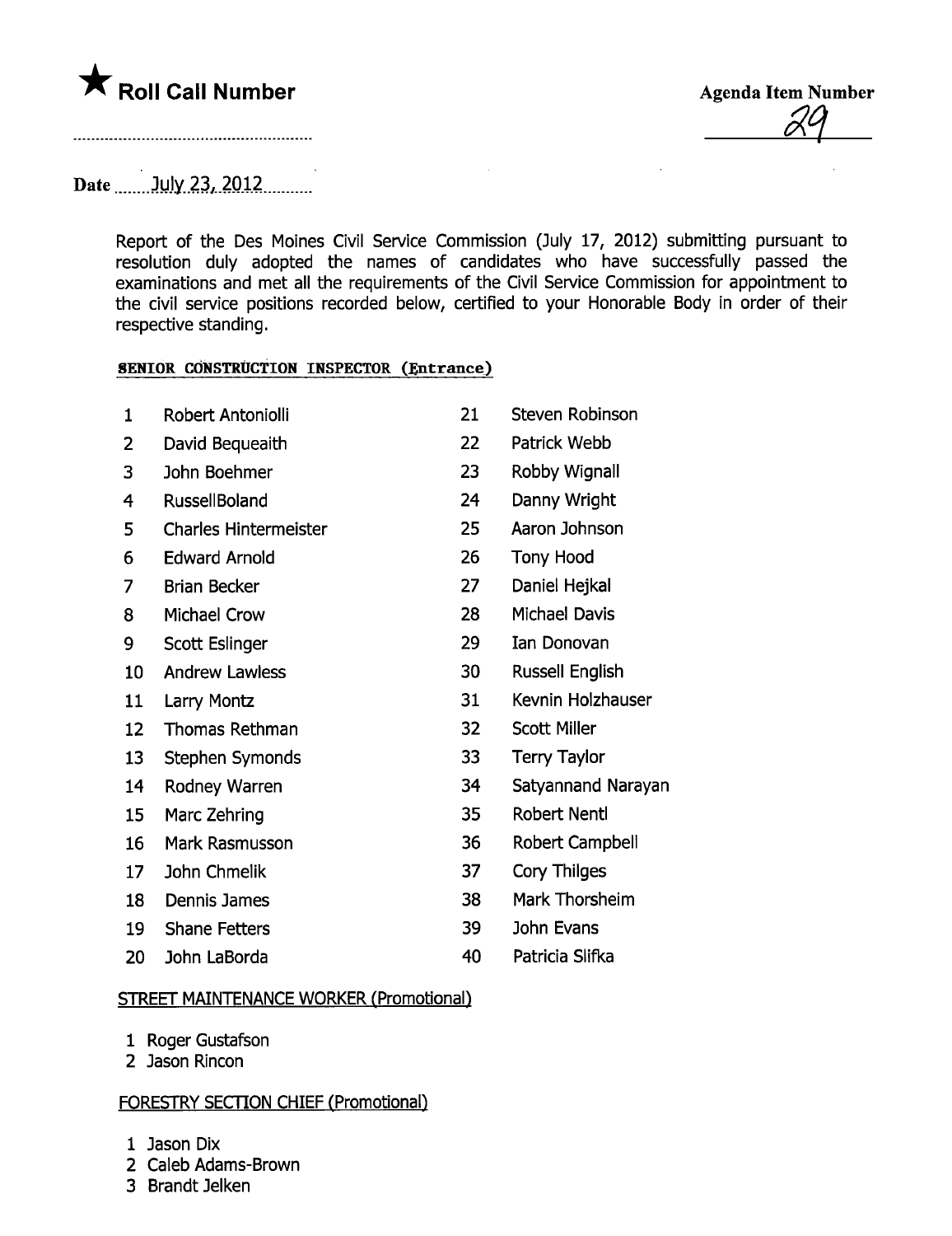★ **Roll Call Number**

.........................................................

**Agenda Item Number**

29

Date ......July 23, 2012..........

Report of the Des Moines Civil Service Commission (July 17, 2012) submitting pursuant to resolution duly adopted the names of candidates who have successfully passed the examinations and met all the requirements of the Civil Service Commission for appointment to the civil service positions recorded below, certified to your Honorable Body in order of their respective standing.

**SENIOR CONSTRUCTION INSPECTOR (Entrance)**

1 Robert Antoniolli
2 David Bequeaith
3 John Boehmer
4 RussellBoland
5 Charles Hintermeister
6 Edward Arnold
7 Brian Becker
8 Michael Crow
9 Scott Eslinger
10 Andrew Lawless
11 Larry Montz
12 Thomas Rethman
13 Stephen Symonds
14 Rodney Warren
15 Marc Zehring
16 Mark Rasmusson
17 John Chmelik
18 Dennis James
19 Shane Fetters
20 John LaBorda
21 Steven Robinson
22 Patrick Webb
23 Robby Wignall
24 Danny Wright
25 Aaron Johnson
26 Tony Hood
27 Daniel Hejkal
28 Michael Davis
29 Ian Donovan
30 Russell English
31 Kevnin Holzhauser
32 Scott Miller
33 Terry Taylor
34 Satyannand Narayan
35 Robert Nentl
36 Robert Campbell
37 Cory Thilges
38 Mark Thorsheim
39 John Evans
40 Patricia Slifka

**STREET MAINTENANCE WORKER (Promotional)**

1 Roger Gustafson
2 Jason Rincon

**FORESTRY SECTION CHIEF (Promotional)**

1 Jason Dix
2 Caleb Adams-Brown
3 Brandt Jelken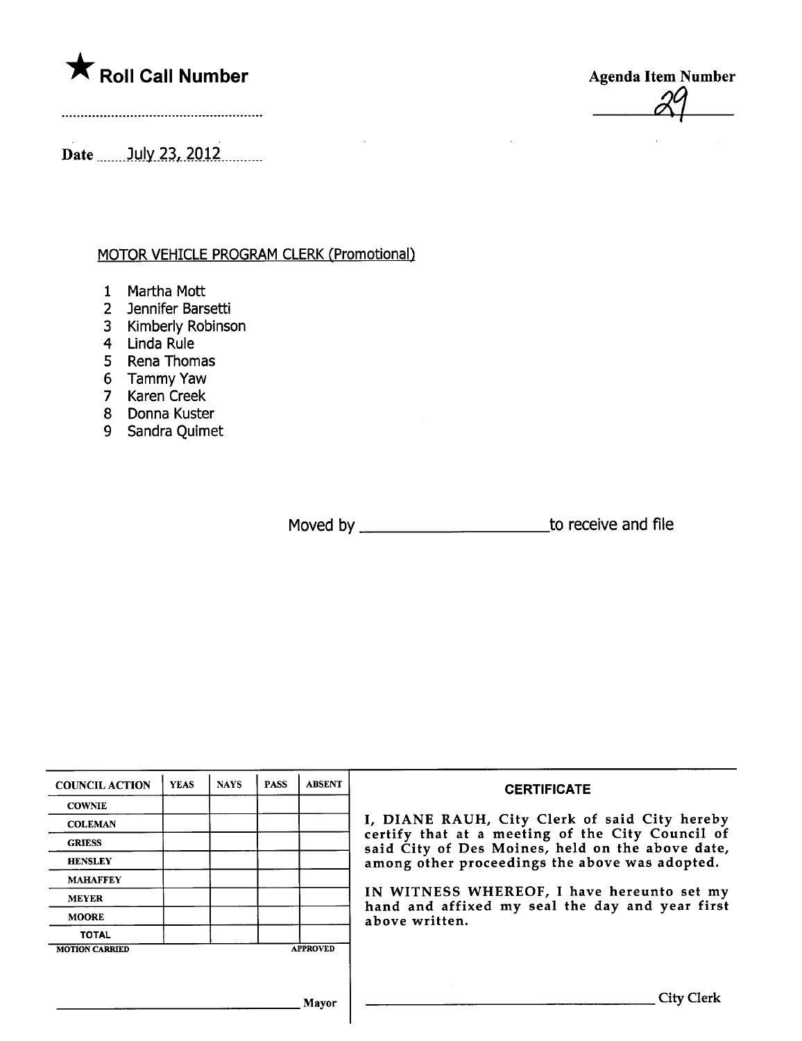★ **Roll Call Number**

..................................................

**Agenda Item Number**

29

Date July 23, 2012

MOTOR VEHICLE PROGRAM CLERK (Promotional)

1 Martha Mott
2 Jennifer Barsetti
3 Kimberly Robinson
4 Linda Rule
5 Rena Thomas
6 Tammy Yaw
7 Karen Creek
8 Donna Kuster
9 Sandra Quimet

Moved by ______________________ to receive and file

| COUNCIL ACTION | YEAS | NAYS | PASS | ABSENT |
|---|---|---|---|---|
| COWNIE | | | | |
| COLEMAN | | | | |
| GRIESS | | | | |
| HENSLEY | | | | |
| MAHAFFEY | | | | |
| MEYER | | | | |
| MOORE | | | | |
| TOTAL | | | | |

MOTION CARRIED APPROVED

______________________________ Mayor

**CERTIFICATE**

I, DIANE RAUH, City Clerk of said City hereby certify that at a meeting of the City Council of said City of Des Moines, held on the above date, among other proceedings the above was adopted.

IN WITNESS WHEREOF, I have hereunto set my hand and affixed my seal the day and year first above written.

______________________________ City Clerk